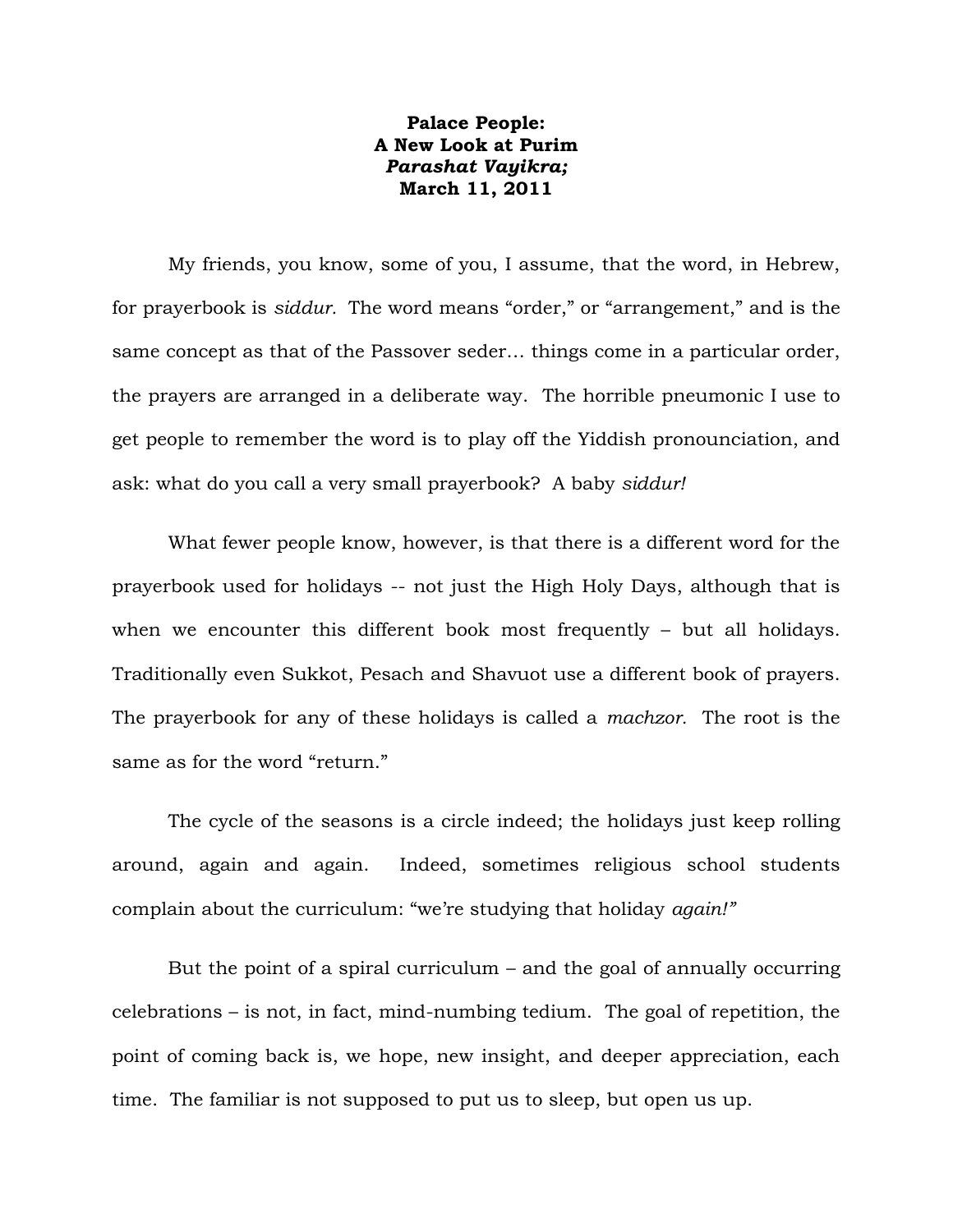**Palace People:**
**A New Look at Purim**
***Parashat Vayikra;***
**March 11, 2011**

My friends, you know, some of you, I assume, that the word, in Hebrew, for prayerbook is *siddur.* The word means "order," or "arrangement," and is the same concept as that of the Passover seder… things come in a particular order, the prayers are arranged in a deliberate way. The horrible pneumonic I use to get people to remember the word is to play off the Yiddish pronounciation, and ask: what do you call a very small prayerbook? A baby *siddur!*

What fewer people know, however, is that there is a different word for the prayerbook used for holidays -- not just the High Holy Days, although that is when we encounter this different book most frequently – but all holidays. Traditionally even Sukkot, Pesach and Shavuot use a different book of prayers. The prayerbook for any of these holidays is called a *machzor.* The root is the same as for the word "return."

The cycle of the seasons is a circle indeed; the holidays just keep rolling around, again and again. Indeed, sometimes religious school students complain about the curriculum: "we're studying that holiday *again!"*

But the point of a spiral curriculum – and the goal of annually occurring celebrations – is not, in fact, mind-numbing tedium. The goal of repetition, the point of coming back is, we hope, new insight, and deeper appreciation, each time. The familiar is not supposed to put us to sleep, but open us up.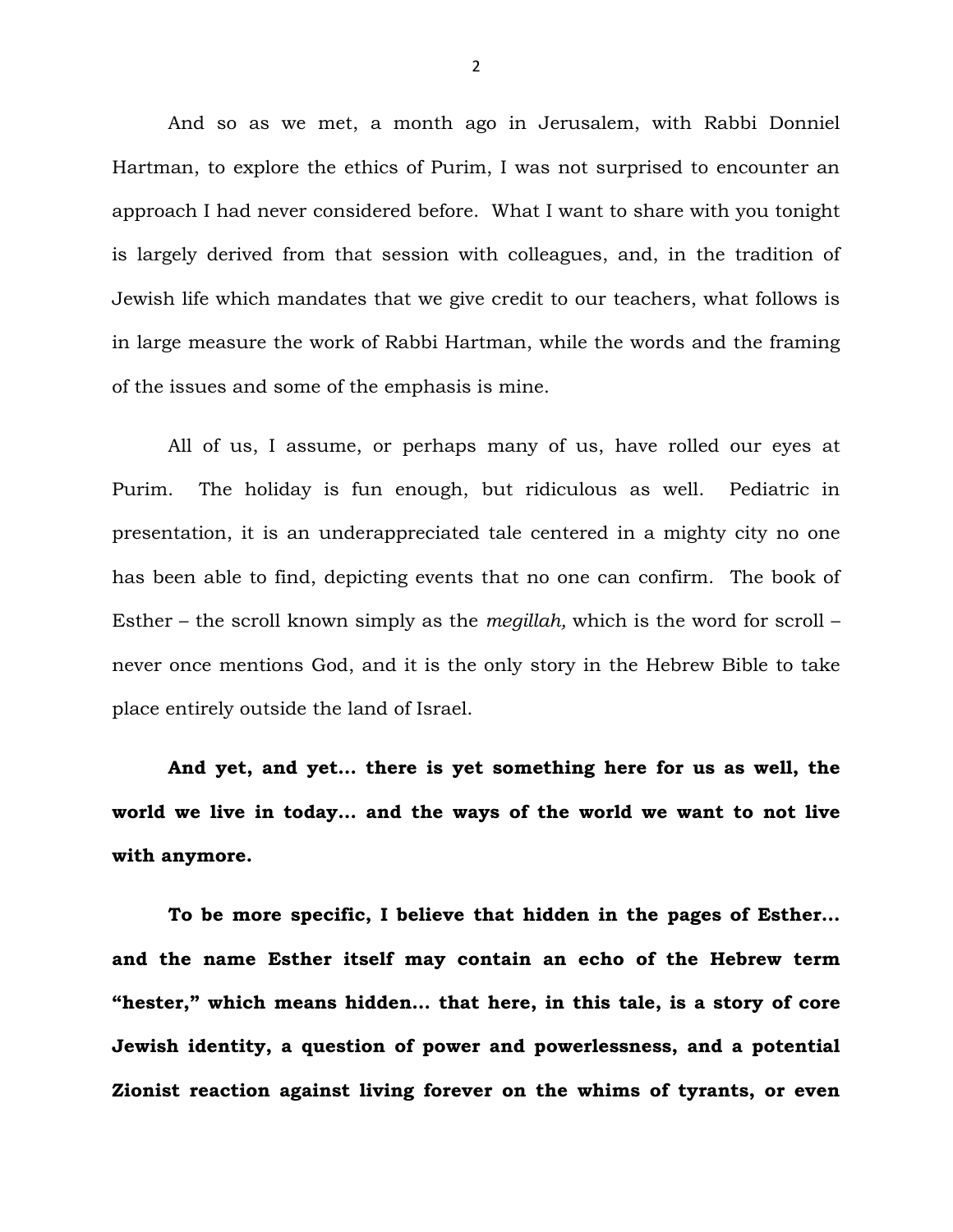And so as we met, a month ago in Jerusalem, with Rabbi Donniel Hartman, to explore the ethics of Purim, I was not surprised to encounter an approach I had never considered before. What I want to share with you tonight is largely derived from that session with colleagues, and, in the tradition of Jewish life which mandates that we give credit to our teachers, what follows is in large measure the work of Rabbi Hartman, while the words and the framing of the issues and some of the emphasis is mine.

All of us, I assume, or perhaps many of us, have rolled our eyes at Purim. The holiday is fun enough, but ridiculous as well. Pediatric in presentation, it is an underappreciated tale centered in a mighty city no one has been able to find, depicting events that no one can confirm. The book of Esther – the scroll known simply as the *megillah,* which is the word for scroll – never once mentions God, and it is the only story in the Hebrew Bible to take place entirely outside the land of Israel.

**And yet, and yet… there is yet something here for us as well, the world we live in today… and the ways of the world we want to not live with anymore.**

**To be more specific, I believe that hidden in the pages of Esther… and the name Esther itself may contain an echo of the Hebrew term "hester," which means hidden… that here, in this tale, is a story of core Jewish identity, a question of power and powerlessness, and a potential Zionist reaction against living forever on the whims of tyrants, or even**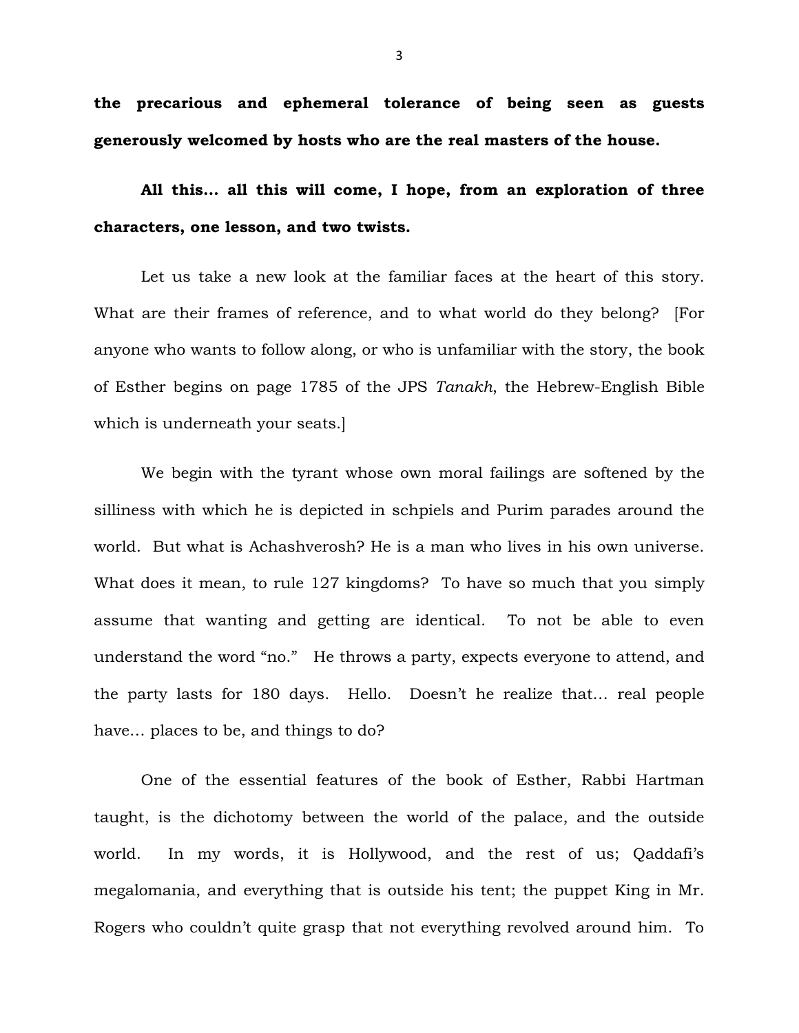**the precarious and ephemeral tolerance of being seen as guests generously welcomed by hosts who are the real masters of the house.**

**All this… all this will come, I hope, from an exploration of three characters, one lesson, and two twists.**

Let us take a new look at the familiar faces at the heart of this story. What are their frames of reference, and to what world do they belong? [For anyone who wants to follow along, or who is unfamiliar with the story, the book of Esther begins on page 1785 of the JPS *Tanakh*, the Hebrew-English Bible which is underneath your seats.]

We begin with the tyrant whose own moral failings are softened by the silliness with which he is depicted in schpiels and Purim parades around the world. But what is Achashverosh? He is a man who lives in his own universe. What does it mean, to rule 127 kingdoms? To have so much that you simply assume that wanting and getting are identical. To not be able to even understand the word "no." He throws a party, expects everyone to attend, and the party lasts for 180 days. Hello. Doesn't he realize that… real people have… places to be, and things to do?

One of the essential features of the book of Esther, Rabbi Hartman taught, is the dichotomy between the world of the palace, and the outside world. In my words, it is Hollywood, and the rest of us; Qaddafi's megalomania, and everything that is outside his tent; the puppet King in Mr. Rogers who couldn't quite grasp that not everything revolved around him. To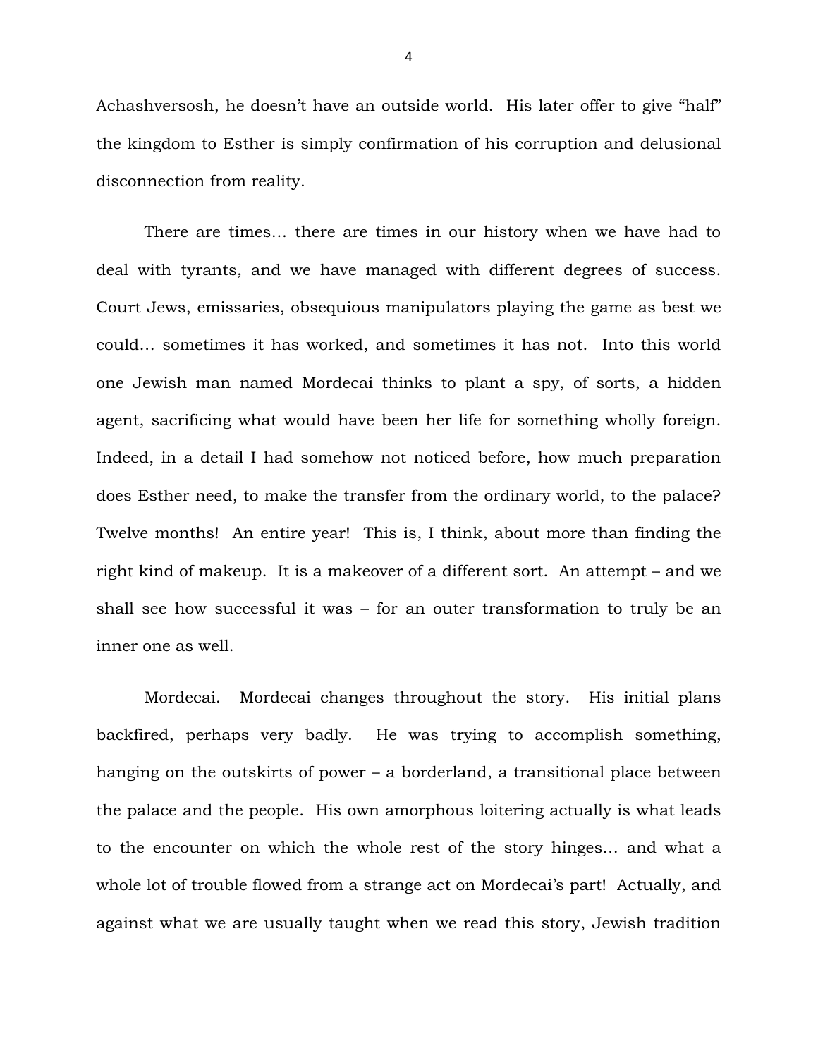Achashversosh, he doesn't have an outside world. His later offer to give "half" the kingdom to Esther is simply confirmation of his corruption and delusional disconnection from reality.

There are times… there are times in our history when we have had to deal with tyrants, and we have managed with different degrees of success. Court Jews, emissaries, obsequious manipulators playing the game as best we could… sometimes it has worked, and sometimes it has not. Into this world one Jewish man named Mordecai thinks to plant a spy, of sorts, a hidden agent, sacrificing what would have been her life for something wholly foreign. Indeed, in a detail I had somehow not noticed before, how much preparation does Esther need, to make the transfer from the ordinary world, to the palace? Twelve months! An entire year! This is, I think, about more than finding the right kind of makeup. It is a makeover of a different sort. An attempt – and we shall see how successful it was – for an outer transformation to truly be an inner one as well.

Mordecai. Mordecai changes throughout the story. His initial plans backfired, perhaps very badly. He was trying to accomplish something, hanging on the outskirts of power – a borderland, a transitional place between the palace and the people. His own amorphous loitering actually is what leads to the encounter on which the whole rest of the story hinges… and what a whole lot of trouble flowed from a strange act on Mordecai's part! Actually, and against what we are usually taught when we read this story, Jewish tradition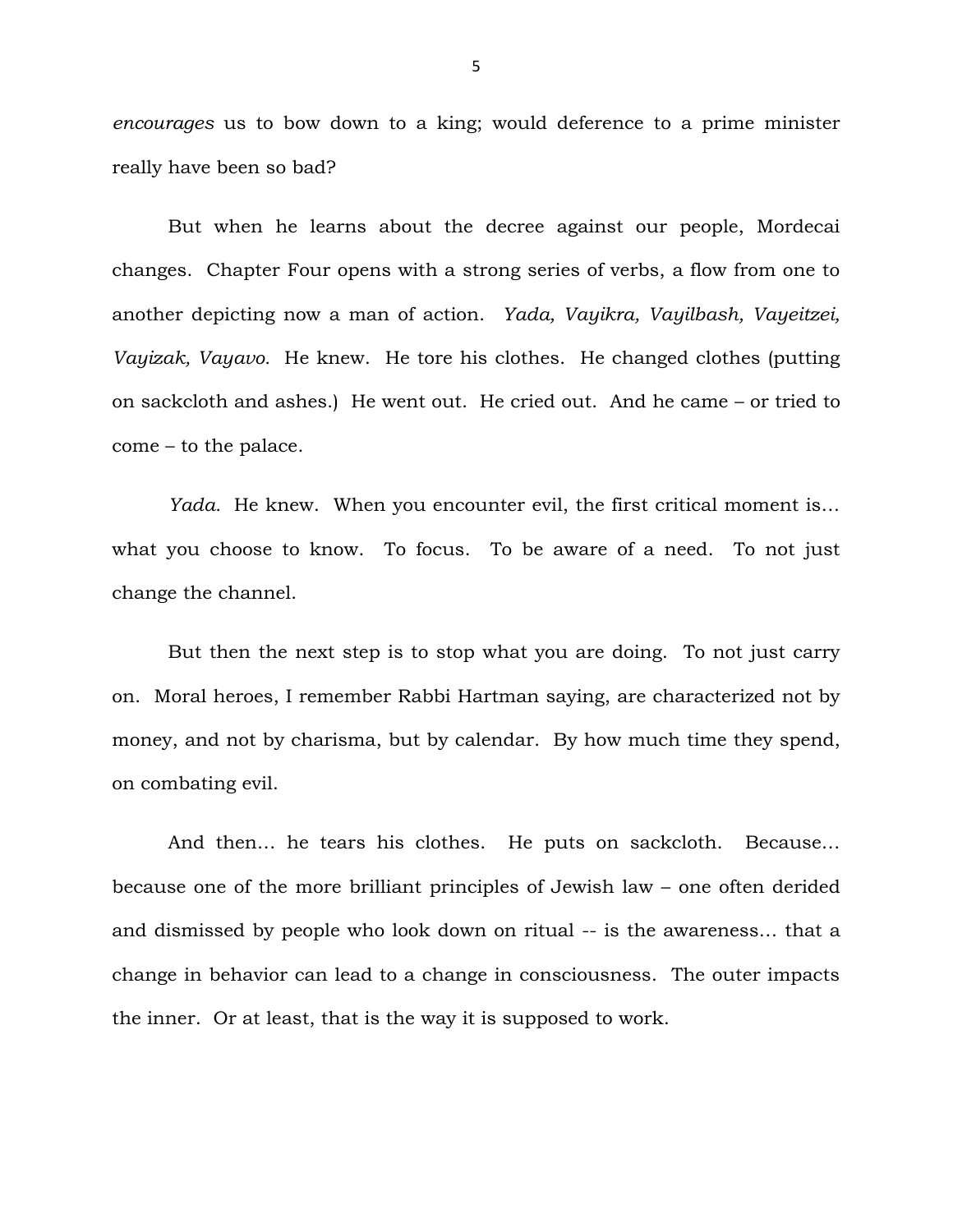*encourages* us to bow down to a king; would deference to a prime minister really have been so bad?

But when he learns about the decree against our people, Mordecai changes. Chapter Four opens with a strong series of verbs, a flow from one to another depicting now a man of action. *Yada, Vayikra, Vayilbash, Vayeitzei, Vayizak, Vayavo.* He knew. He tore his clothes. He changed clothes (putting on sackcloth and ashes.) He went out. He cried out. And he came – or tried to come – to the palace.

*Yada.* He knew. When you encounter evil, the first critical moment is… what you choose to know. To focus. To be aware of a need. To not just change the channel.

But then the next step is to stop what you are doing. To not just carry on. Moral heroes, I remember Rabbi Hartman saying, are characterized not by money, and not by charisma, but by calendar. By how much time they spend, on combating evil.

And then… he tears his clothes. He puts on sackcloth. Because… because one of the more brilliant principles of Jewish law – one often derided and dismissed by people who look down on ritual -- is the awareness… that a change in behavior can lead to a change in consciousness. The outer impacts the inner. Or at least, that is the way it is supposed to work.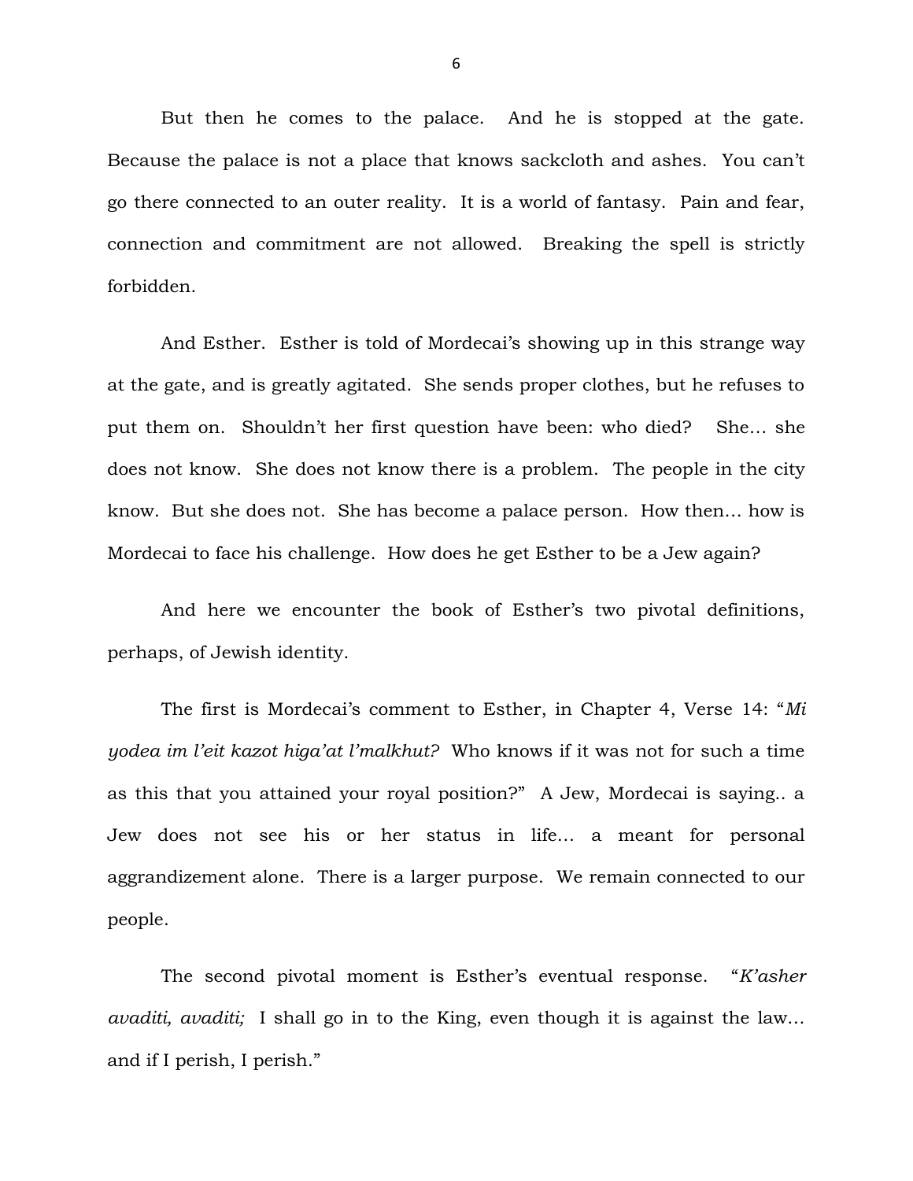But then he comes to the palace. And he is stopped at the gate. Because the palace is not a place that knows sackcloth and ashes. You can't go there connected to an outer reality. It is a world of fantasy. Pain and fear, connection and commitment are not allowed. Breaking the spell is strictly forbidden.

And Esther. Esther is told of Mordecai's showing up in this strange way at the gate, and is greatly agitated. She sends proper clothes, but he refuses to put them on. Shouldn't her first question have been: who died? She… she does not know. She does not know there is a problem. The people in the city know. But she does not. She has become a palace person. How then… how is Mordecai to face his challenge. How does he get Esther to be a Jew again?

And here we encounter the book of Esther's two pivotal definitions, perhaps, of Jewish identity.

The first is Mordecai's comment to Esther, in Chapter 4, Verse 14: "*Mi yodea im l'eit kazot higa'at l'malkhut?* Who knows if it was not for such a time as this that you attained your royal position?" A Jew, Mordecai is saying.. a Jew does not see his or her status in life… a meant for personal aggrandizement alone. There is a larger purpose. We remain connected to our people.

The second pivotal moment is Esther's eventual response. "*K'asher avaditi, avaditi;* I shall go in to the King, even though it is against the law… and if I perish, I perish."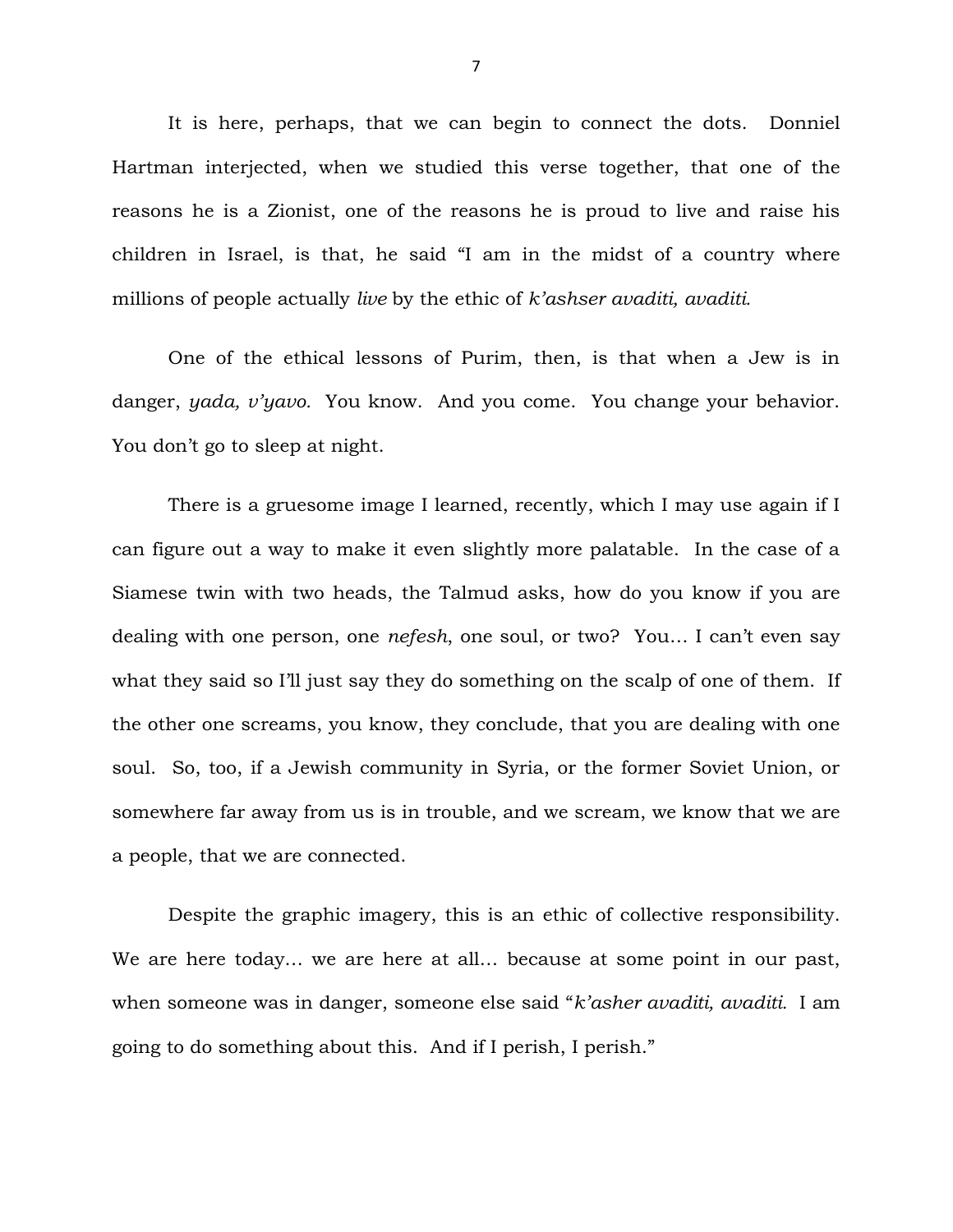It is here, perhaps, that we can begin to connect the dots. Donniel Hartman interjected, when we studied this verse together, that one of the reasons he is a Zionist, one of the reasons he is proud to live and raise his children in Israel, is that, he said "I am in the midst of a country where millions of people actually *live* by the ethic of *k'ashser avaditi, avaditi.*

One of the ethical lessons of Purim, then, is that when a Jew is in danger, *yada, v'yavo.* You know. And you come. You change your behavior. You don't go to sleep at night.

There is a gruesome image I learned, recently, which I may use again if I can figure out a way to make it even slightly more palatable. In the case of a Siamese twin with two heads, the Talmud asks, how do you know if you are dealing with one person, one *nefesh*, one soul, or two? You… I can't even say what they said so I'll just say they do something on the scalp of one of them. If the other one screams, you know, they conclude, that you are dealing with one soul. So, too, if a Jewish community in Syria, or the former Soviet Union, or somewhere far away from us is in trouble, and we scream, we know that we are a people, that we are connected.

Despite the graphic imagery, this is an ethic of collective responsibility. We are here today… we are here at all… because at some point in our past, when someone was in danger, someone else said "*k'asher avaditi, avaditi.* I am going to do something about this. And if I perish, I perish."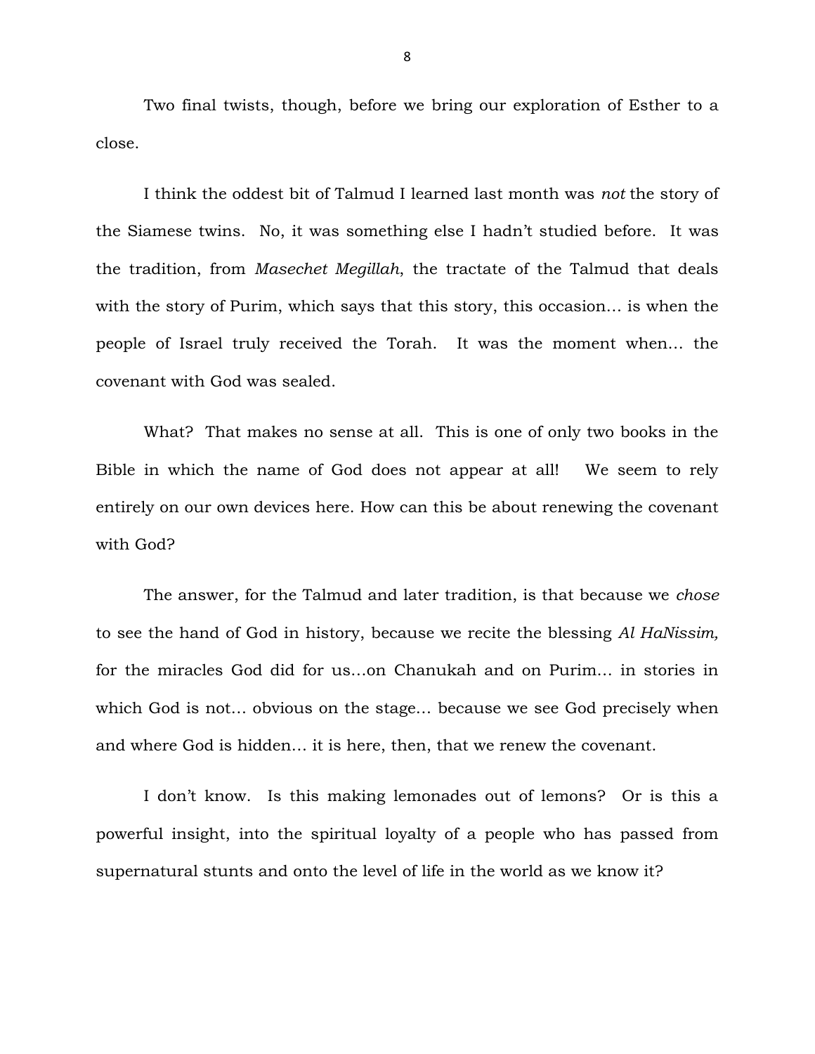Two final twists, though, before we bring our exploration of Esther to a close.

I think the oddest bit of Talmud I learned last month was *not* the story of the Siamese twins. No, it was something else I hadn't studied before. It was the tradition, from *Masechet Megillah*, the tractate of the Talmud that deals with the story of Purim, which says that this story, this occasion… is when the people of Israel truly received the Torah. It was the moment when… the covenant with God was sealed.

What? That makes no sense at all. This is one of only two books in the Bible in which the name of God does not appear at all! We seem to rely entirely on our own devices here. How can this be about renewing the covenant with God?

The answer, for the Talmud and later tradition, is that because we *chose* to see the hand of God in history, because we recite the blessing *Al HaNissim,* for the miracles God did for us…on Chanukah and on Purim… in stories in which God is not… obvious on the stage… because we see God precisely when and where God is hidden… it is here, then, that we renew the covenant.

I don't know. Is this making lemonades out of lemons? Or is this a powerful insight, into the spiritual loyalty of a people who has passed from supernatural stunts and onto the level of life in the world as we know it?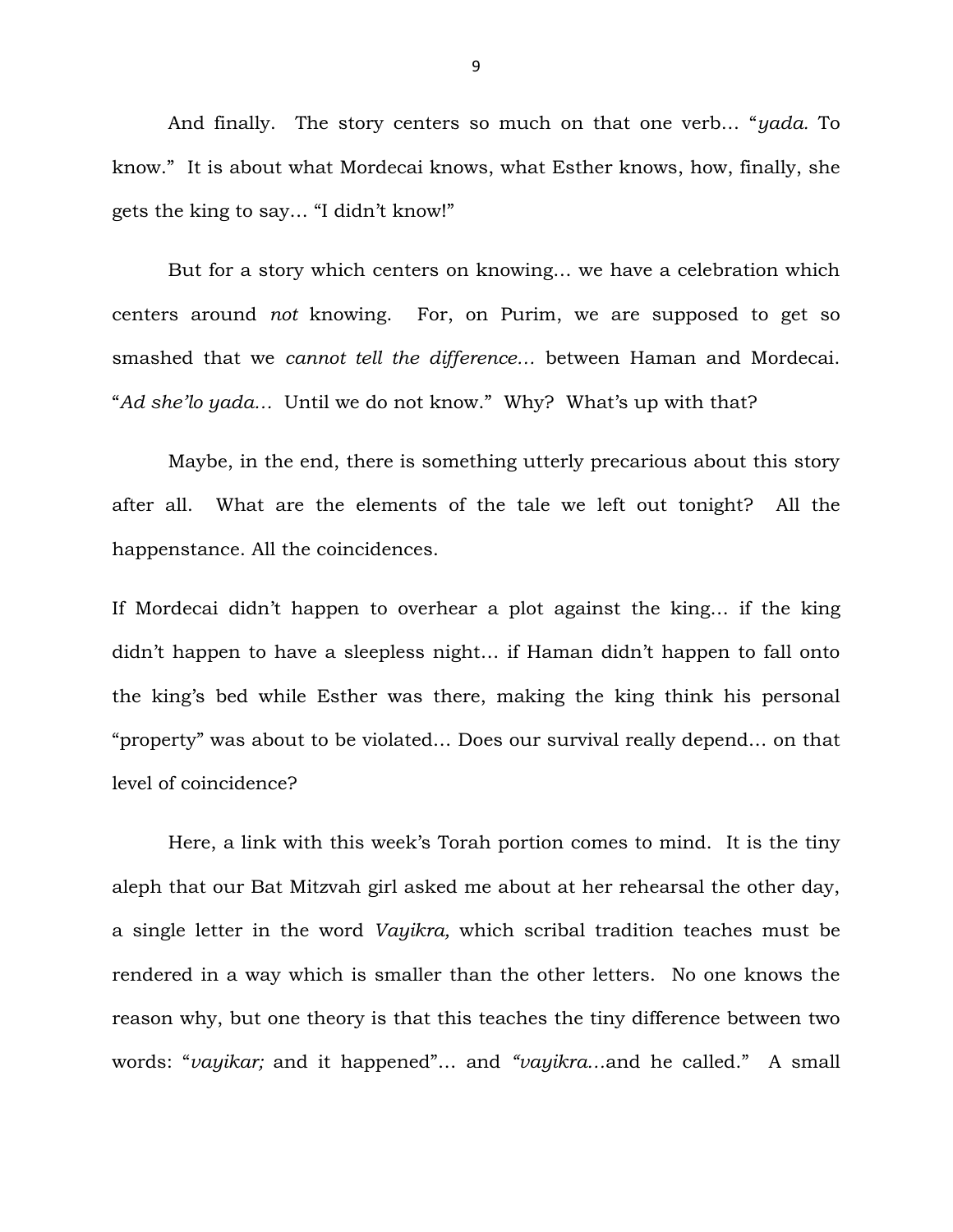And finally. The story centers so much on that one verb… "*yada.* To know." It is about what Mordecai knows, what Esther knows, how, finally, she gets the king to say… "I didn't know!"

But for a story which centers on knowing… we have a celebration which centers around *not* knowing. For, on Purim, we are supposed to get so smashed that we *cannot tell the difference…* between Haman and Mordecai. "*Ad she'lo yada…* Until we do not know." Why? What's up with that?

Maybe, in the end, there is something utterly precarious about this story after all. What are the elements of the tale we left out tonight? All the happenstance. All the coincidences.

If Mordecai didn't happen to overhear a plot against the king… if the king didn't happen to have a sleepless night… if Haman didn't happen to fall onto the king's bed while Esther was there, making the king think his personal "property" was about to be violated… Does our survival really depend… on that level of coincidence?

Here, a link with this week's Torah portion comes to mind. It is the tiny aleph that our Bat Mitzvah girl asked me about at her rehearsal the other day, a single letter in the word *Vayikra,* which scribal tradition teaches must be rendered in a way which is smaller than the other letters. No one knows the reason why, but one theory is that this teaches the tiny difference between two words: "*vayikar;* and it happened"… and *"vayikra…*and he called." A small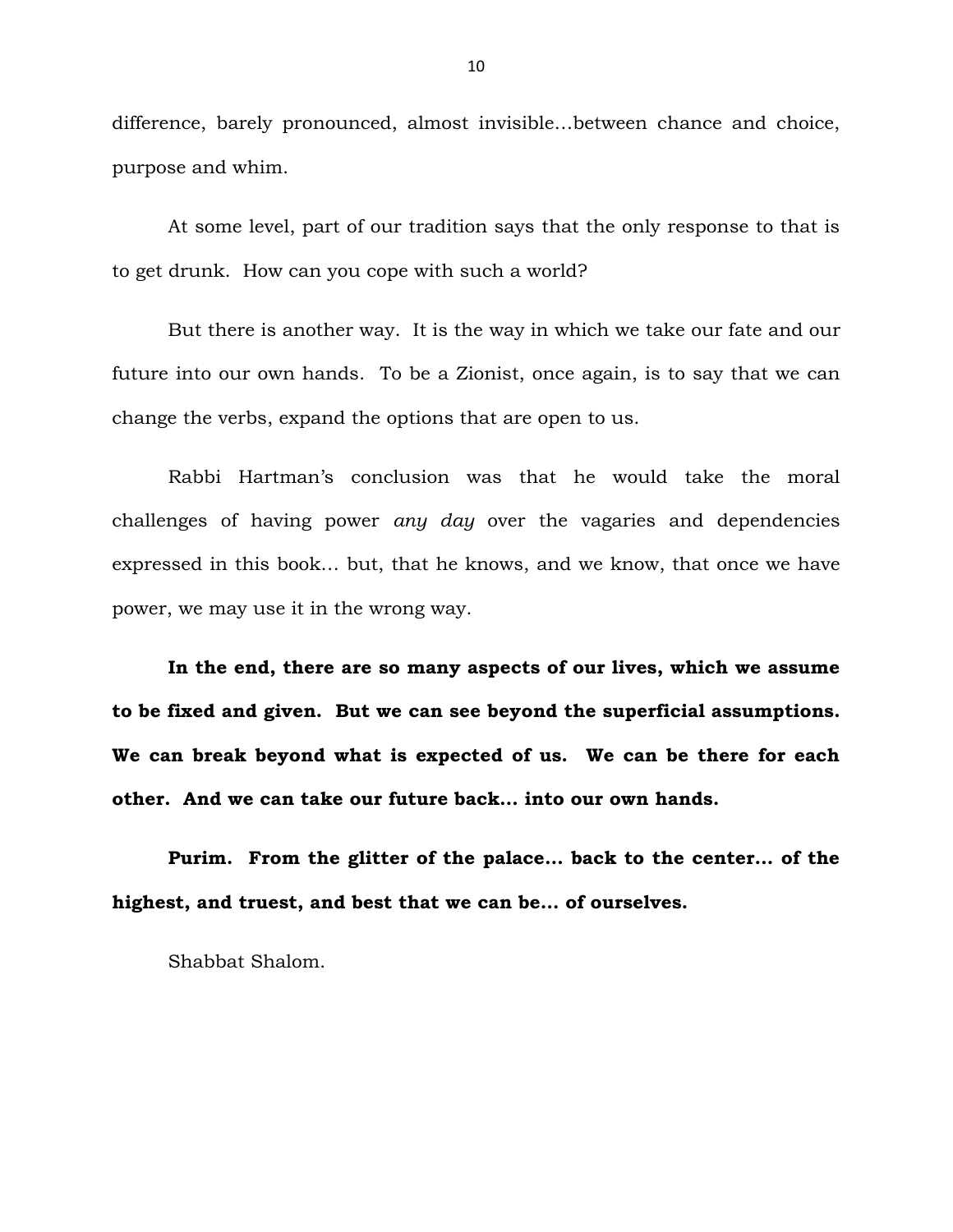difference, barely pronounced, almost invisible…between chance and choice, purpose and whim.

At some level, part of our tradition says that the only response to that is to get drunk. How can you cope with such a world?

But there is another way. It is the way in which we take our fate and our future into our own hands. To be a Zionist, once again, is to say that we can change the verbs, expand the options that are open to us.

Rabbi Hartman's conclusion was that he would take the moral challenges of having power *any day* over the vagaries and dependencies expressed in this book… but, that he knows, and we know, that once we have power, we may use it in the wrong way.

**In the end, there are so many aspects of our lives, which we assume to be fixed and given. But we can see beyond the superficial assumptions. We can break beyond what is expected of us. We can be there for each other. And we can take our future back… into our own hands.**

**Purim. From the glitter of the palace… back to the center… of the highest, and truest, and best that we can be… of ourselves.**

Shabbat Shalom.